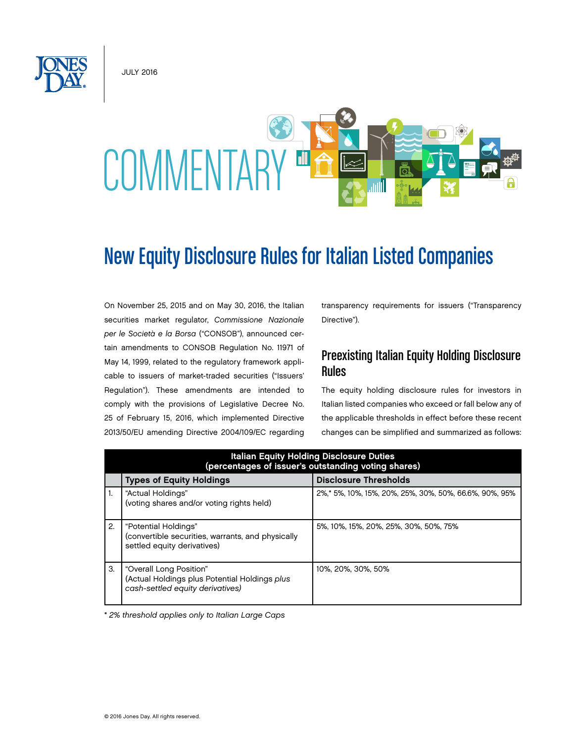JULY 2016

COMMENTARY

# New Equity Disclosure Rules for Italian Listed Companies

On November 25, 2015 and on May 30, 2016, the Italian securities market regulator, *Commissione Nazionale per le Società e la Borsa* ("CONSOB"), announced certain amendments to CONSOB Regulation No. 11971 of May 14, 1999, related to the regulatory framework applicable to issuers of market-traded securities ("Issuers' Regulation"). These amendments are intended to comply with the provisions of Legislative Decree No. 25 of February 15, 2016, which implemented Directive 2013/50/EU amending Directive 2004/109/EC regarding transparency requirements for issuers ("Transparency Directive").

## Preexisting Italian Equity Holding Disclosure Rules

The equity holding disclosure rules for investors in Italian listed companies who exceed or fall below any of the applicable thresholds in effect before these recent changes can be simplified and summarized as follows:

| Italian Equity Holding Disclosure Duties (percentages of issuer's outstanding voting shares) | | |
|---|---|---|
| | **Types of Equity Holdings** | **Disclosure Thresholds** |
| 1. | "Actual Holdings" (voting shares and/or voting rights held) | 2%,* 5%, 10%, 15%, 20%, 25%, 30%, 50%, 66.6%, 90%, 95% |
| 2. | "Potential Holdings" (convertible securities, warrants, and physically settled equity derivatives) | 5%, 10%, 15%, 20%, 25%, 30%, 50%, 75% |
| 3. | "Overall Long Position" (Actual Holdings plus Potential Holdings *plus cash-settled equity derivatives)* | 10%, 20%, 30%, 50% |

*\* 2% threshold applies only to Italian Large Caps*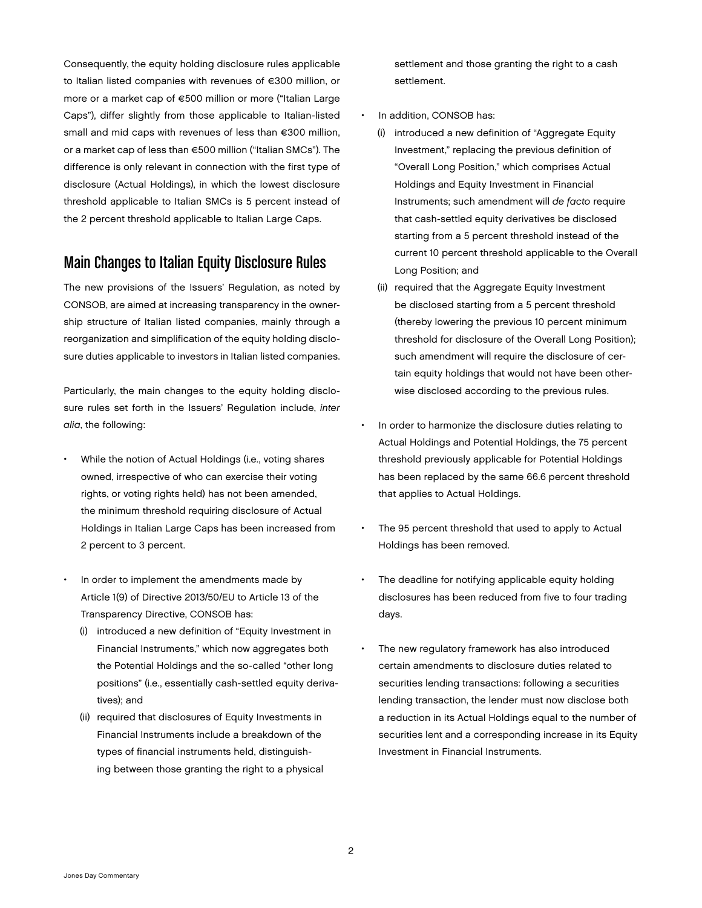Consequently, the equity holding disclosure rules applicable to Italian listed companies with revenues of €300 million, or more or a market cap of €500 million or more ("Italian Large Caps"), differ slightly from those applicable to Italian-listed small and mid caps with revenues of less than €300 million, or a market cap of less than €500 million ("Italian SMCs"). The difference is only relevant in connection with the first type of disclosure (Actual Holdings), in which the lowest disclosure threshold applicable to Italian SMCs is 5 percent instead of the 2 percent threshold applicable to Italian Large Caps.

## Main Changes to Italian Equity Disclosure Rules

The new provisions of the Issuers' Regulation, as noted by CONSOB, are aimed at increasing transparency in the ownership structure of Italian listed companies, mainly through a reorganization and simplification of the equity holding disclosure duties applicable to investors in Italian listed companies.

Particularly, the main changes to the equity holding disclosure rules set forth in the Issuers' Regulation include, *inter alia*, the following:

- While the notion of Actual Holdings (i.e., voting shares owned, irrespective of who can exercise their voting rights, or voting rights held) has not been amended, the minimum threshold requiring disclosure of Actual Holdings in Italian Large Caps has been increased from 2 percent to 3 percent.
- In order to implement the amendments made by Article 1(9) of Directive 2013/50/EU to Article 13 of the Transparency Directive, CONSOB has:
  - (i) introduced a new definition of "Equity Investment in Financial Instruments," which now aggregates both the Potential Holdings and the so-called "other long positions" (i.e., essentially cash-settled equity derivatives); and
  - (ii) required that disclosures of Equity Investments in Financial Instruments include a breakdown of the types of financial instruments held, distinguishing between those granting the right to a physical settlement and those granting the right to a cash settlement.
- In addition, CONSOB has:
  - (i) introduced a new definition of "Aggregate Equity Investment," replacing the previous definition of "Overall Long Position," which comprises Actual Holdings and Equity Investment in Financial Instruments; such amendment will *de facto* require that cash-settled equity derivatives be disclosed starting from a 5 percent threshold instead of the current 10 percent threshold applicable to the Overall Long Position; and
  - (ii) required that the Aggregate Equity Investment be disclosed starting from a 5 percent threshold (thereby lowering the previous 10 percent minimum threshold for disclosure of the Overall Long Position); such amendment will require the disclosure of certain equity holdings that would not have been otherwise disclosed according to the previous rules.
- In order to harmonize the disclosure duties relating to Actual Holdings and Potential Holdings, the 75 percent threshold previously applicable for Potential Holdings has been replaced by the same 66.6 percent threshold that applies to Actual Holdings.
- The 95 percent threshold that used to apply to Actual Holdings has been removed.
- The deadline for notifying applicable equity holding disclosures has been reduced from five to four trading days.
- The new regulatory framework has also introduced certain amendments to disclosure duties related to securities lending transactions: following a securities lending transaction, the lender must now disclose both a reduction in its Actual Holdings equal to the number of securities lent and a corresponding increase in its Equity Investment in Financial Instruments.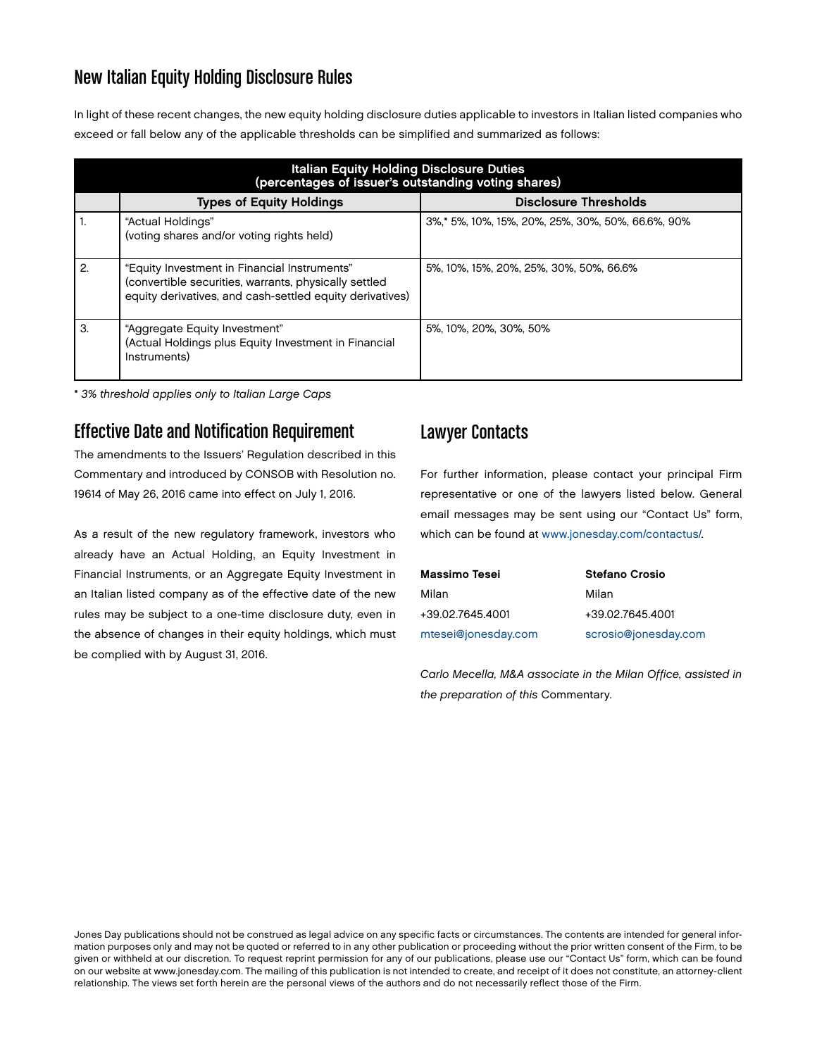## New Italian Equity Holding Disclosure Rules

In light of these recent changes, the new equity holding disclosure duties applicable to investors in Italian listed companies who exceed or fall below any of the applicable thresholds can be simplified and summarized as follows:

| Italian Equity Holding Disclosure Duties (percentages of issuer's outstanding voting shares) | | |
|---|---|---|
| | **Types of Equity Holdings** | **Disclosure Thresholds** |
| 1. | "Actual Holdings" (voting shares and/or voting rights held) | 3%,* 5%, 10%, 15%, 20%, 25%, 30%, 50%, 66.6%, 90% |
| 2. | "Equity Investment in Financial Instruments" (convertible securities, warrants, physically settled equity derivatives, and cash-settled equity derivatives) | 5%, 10%, 15%, 20%, 25%, 30%, 50%, 66.6% |
| 3. | "Aggregate Equity Investment" (Actual Holdings plus Equity Investment in Financial Instruments) | 5%, 10%, 20%, 30%, 50% |

* *3% threshold applies only to Italian Large Caps*

## Effective Date and Notification Requirement

The amendments to the Issuers' Regulation described in this Commentary and introduced by CONSOB with Resolution no. 19614 of May 26, 2016 came into effect on July 1, 2016.

As a result of the new regulatory framework, investors who already have an Actual Holding, an Equity Investment in Financial Instruments, or an Aggregate Equity Investment in an Italian listed company as of the effective date of the new rules may be subject to a one-time disclosure duty, even in the absence of changes in their equity holdings, which must be complied with by August 31, 2016.

## Lawyer Contacts

For further information, please contact your principal Firm representative or one of the lawyers listed below. General email messages may be sent using our "Contact Us" form, which can be found at www.jonesday.com/contactus/.

**Massimo Tesei**
Milan
+39.02.7645.4001
mtesei@jonesday.com

**Stefano Crosio**
Milan
+39.02.7645.4001
scrosio@jonesday.com

*Carlo Mecella, M&A associate in the Milan Office, assisted in the preparation of this* Commentary.

Jones Day publications should not be construed as legal advice on any specific facts or circumstances. The contents are intended for general information purposes only and may not be quoted or referred to in any other publication or proceeding without the prior written consent of the Firm, to be given or withheld at our discretion. To request reprint permission for any of our publications, please use our "Contact Us" form, which can be found on our website at www.jonesday.com. The mailing of this publication is not intended to create, and receipt of it does not constitute, an attorney-client relationship. The views set forth herein are the personal views of the authors and do not necessarily reflect those of the Firm.